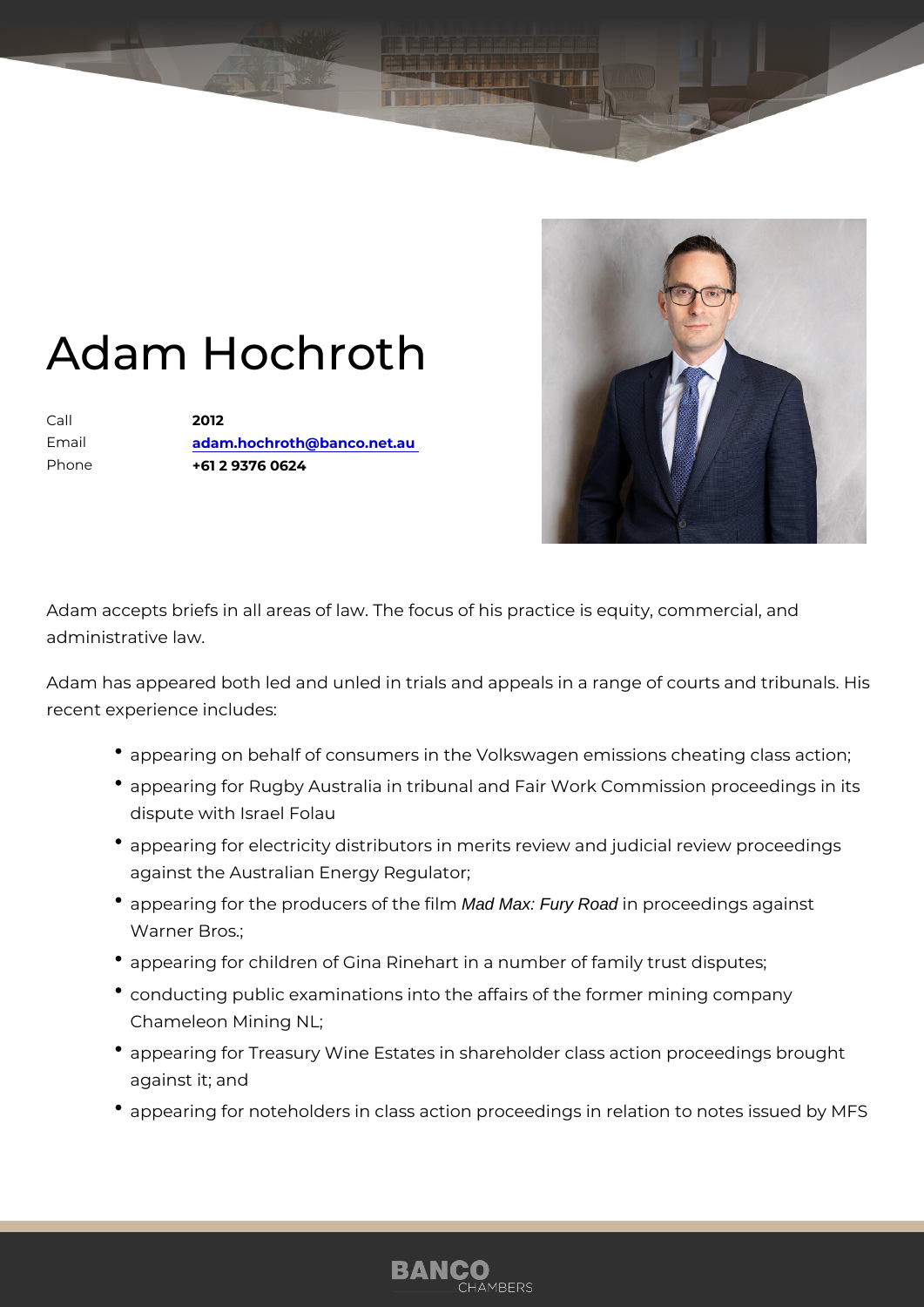# Adam Hochroth

| | |
|---|---|
| Call | **2012** |
| Email | **adam.hochroth@banco.net.au** |
| Phone | **+61 2 9376 0624** |

Adam accepts briefs in all areas of law. The focus of his practice is equity, commercial, and administrative law.

Adam has appeared both led and unled in trials and appeals in a range of courts and tribunals. His recent experience includes:

- appearing on behalf of consumers in the Volkswagen emissions cheating class action;
- appearing for Rugby Australia in tribunal and Fair Work Commission proceedings in its dispute with Israel Folau
- appearing for electricity distributors in merits review and judicial review proceedings against the Australian Energy Regulator;
- appearing for the producers of the film *Mad Max: Fury Road* in proceedings against Warner Bros.;
- appearing for children of Gina Rinehart in a number of family trust disputes;
- conducting public examinations into the affairs of the former mining company Chameleon Mining NL;
- appearing for Treasury Wine Estates in shareholder class action proceedings brought against it; and
- appearing for noteholders in class action proceedings in relation to notes issued by MFS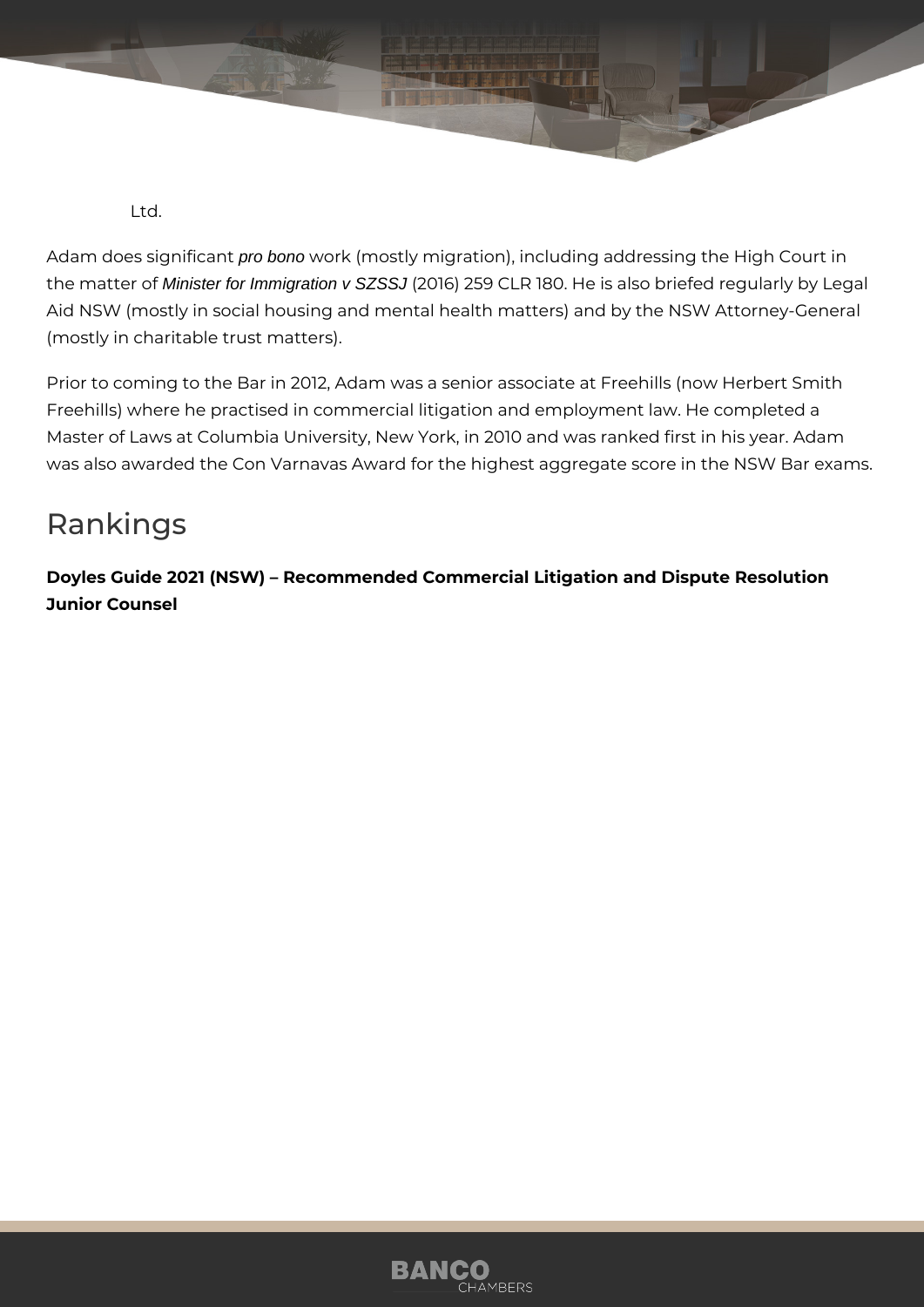Ltd.

Adam does significant *pro bono* work (mostly migration), including addressing the High Court in the matter of *Minister for Immigration v SZSSJ* (2016) 259 CLR 180. He is also briefed regularly by Legal Aid NSW (mostly in social housing and mental health matters) and by the NSW Attorney-General (mostly in charitable trust matters).

Prior to coming to the Bar in 2012, Adam was a senior associate at Freehills (now Herbert Smith Freehills) where he practised in commercial litigation and employment law. He completed a Master of Laws at Columbia University, New York, in 2010 and was ranked first in his year. Adam was also awarded the Con Varnavas Award for the highest aggregate score in the NSW Bar exams.

## Rankings

**Doyles Guide 2021 (NSW) – Recommended Commercial Litigation and Dispute Resolution Junior Counsel**